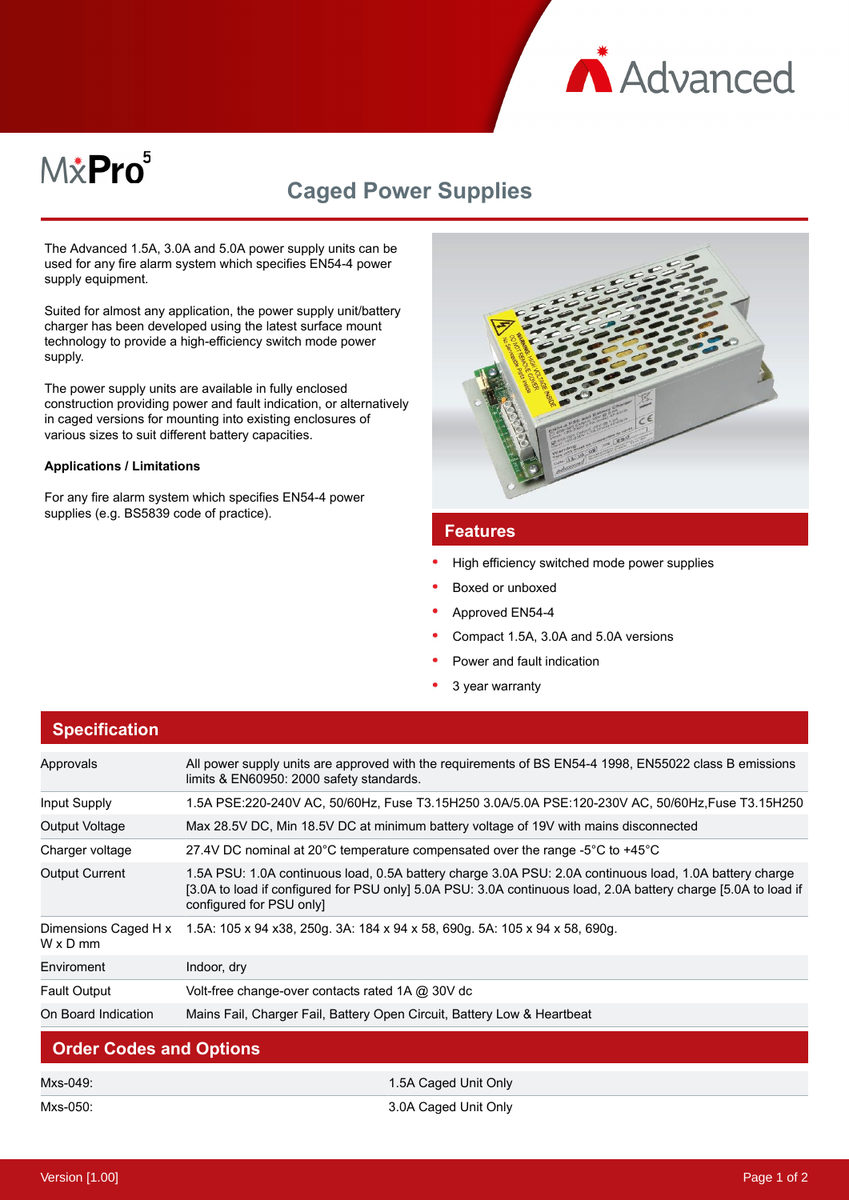MxPro 5

# Caged Power Supplies

The Advanced 1.5A, 3.0A and 5.0A power supply units can be used for any fire alarm system which specifies EN54-4 power supply equipment.

Suited for almost any application, the power supply unit/battery charger has been developed using the latest surface mount technology to provide a high-efficiency switch mode power supply.

The power supply units are available in fully enclosed construction providing power and fault indication, or alternatively in caged versions for mounting into existing enclosures of various sizes to suit different battery capacities.

**Applications / Limitations**

For any fire alarm system which specifies EN54-4 power supplies (e.g. BS5839 code of practice).

## Features

- High efficiency switched mode power supplies
- Boxed or unboxed
- Approved EN54-4
- Compact 1.5A, 3.0A and 5.0A versions
- Power and fault indication
- 3 year warranty

## Specification

| | |
|---|---|
| Approvals | All power supply units are approved with the requirements of BS EN54-4 1998, EN55022 class B emissions limits & EN60950: 2000 safety standards. |
| Input Supply | 1.5A PSE:220-240V AC, 50/60Hz, Fuse T3.15H250 3.0A/5.0A PSE:120-230V AC, 50/60Hz,Fuse T3.15H250 |
| Output Voltage | Max 28.5V DC, Min 18.5V DC at minimum battery voltage of 19V with mains disconnected |
| Charger voltage | 27.4V DC nominal at 20°C temperature compensated over the range -5°C to +45°C |
| Output Current | 1.5A PSU: 1.0A continuous load, 0.5A battery charge 3.0A PSU: 2.0A continuous load, 1.0A battery charge [3.0A to load if configured for PSU only] 5.0A PSU: 3.0A continuous load, 2.0A battery charge [5.0A to load if configured for PSU only] |
| Dimensions Caged H x W x D mm | 1.5A: 105 x 94 x38, 250g. 3A: 184 x 94 x 58, 690g. 5A: 105 x 94 x 58, 690g. |
| Enviroment | Indoor, dry |
| Fault Output | Volt-free change-over contacts rated 1A @ 30V dc |
| On Board Indication | Mains Fail, Charger Fail, Battery Open Circuit, Battery Low & Heartbeat |

## Order Codes and Options

| | |
|---|---|
| Mxs-049: | 1.5A Caged Unit Only |
| Mxs-050: | 3.0A Caged Unit Only |

Version [1.00]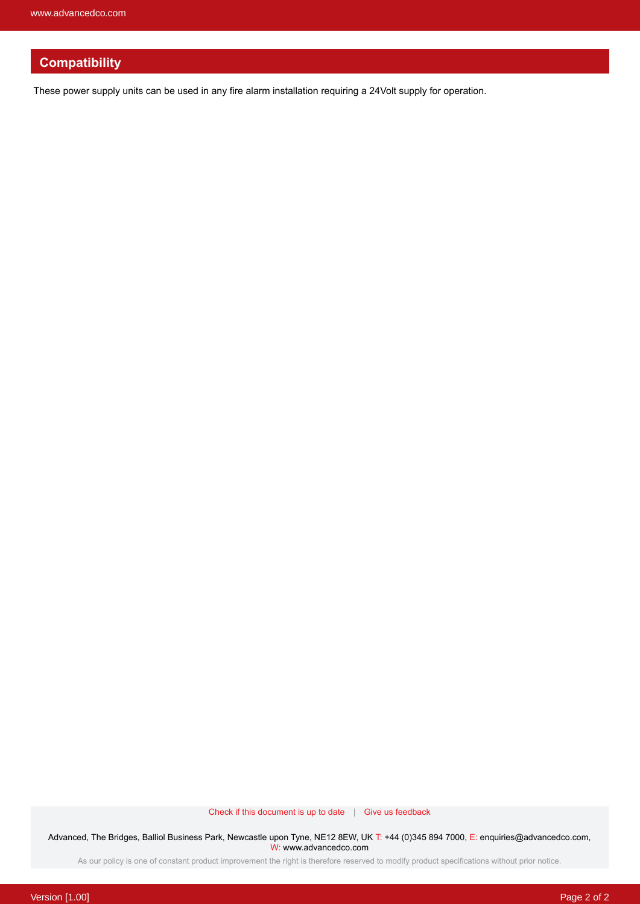## Compatibility

These power supply units can be used in any fire alarm installation requiring a 24Volt supply for operation.

Check if this document is up to date | Give us feedback

Advanced, The Bridges, Balliol Business Park, Newcastle upon Tyne, NE12 8EW, UK T: +44 (0)345 894 7000, E: enquiries@advancedco.com, W: www.advancedco.com

As our policy is one of constant product improvement the right is therefore reserved to modify product specifications without prior notice.

Version [1.00]